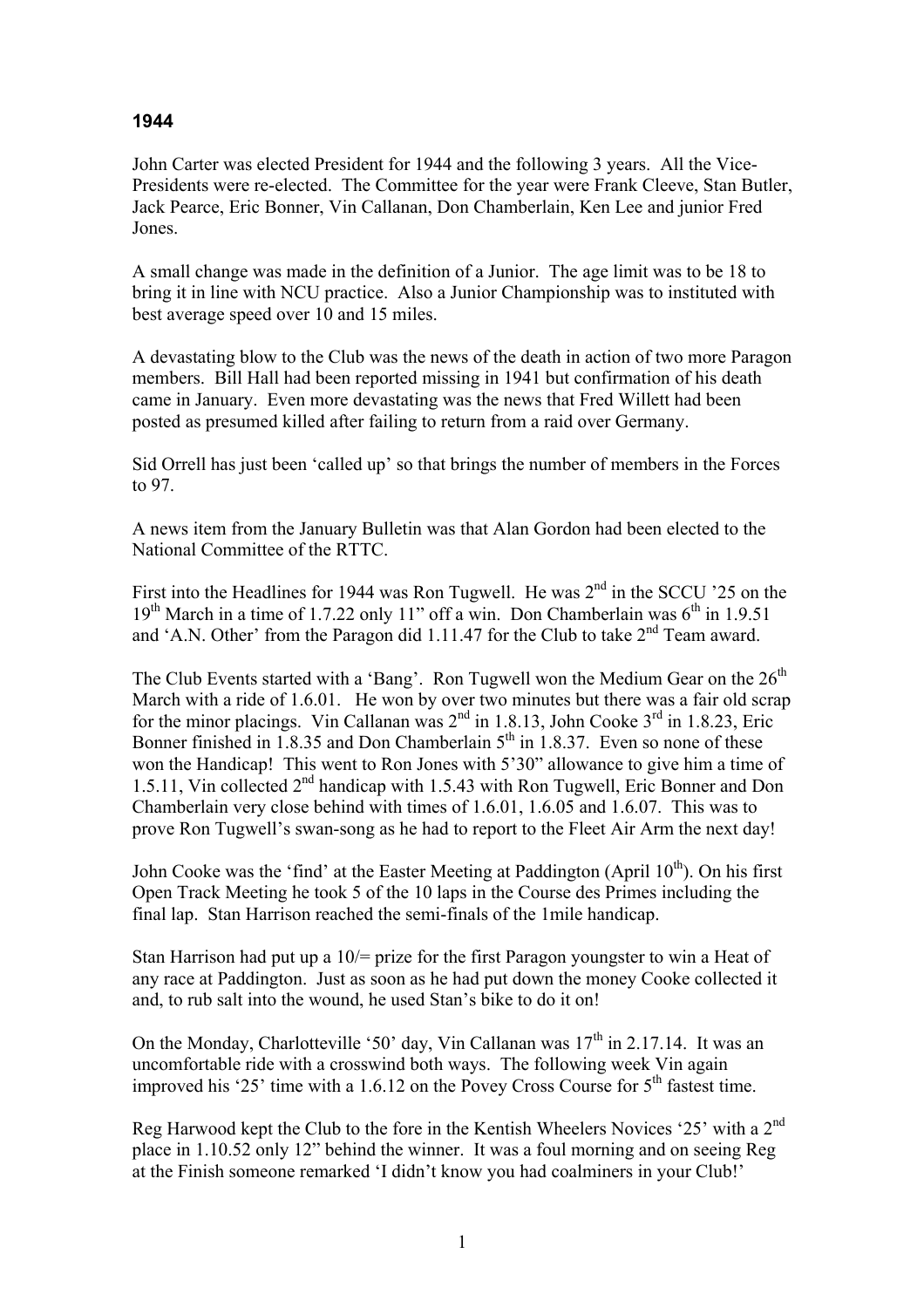# 1944

John Carter was elected President for 1944 and the following 3 years. All the Vice-Presidents were re-elected. The Committee for the year were Frank Cleeve, Stan Butler, Jack Pearce, Eric Bonner, Vin Callanan, Don Chamberlain, Ken Lee and junior Fred Jones.

A small change was made in the definition of a Junior. The age limit was to be 18 to bring it in line with NCU practice. Also a Junior Championship was to instituted with best average speed over 10 and 15 miles.

A devastating blow to the Club was the news of the death in action of two more Paragon members. Bill Hall had been reported missing in 1941 but confirmation of his death came in January. Even more devastating was the news that Fred Willett had been posted as presumed killed after failing to return from a raid over Germany.

Sid Orrell has just been 'called up' so that brings the number of members in the Forces to 97.

A news item from the January Bulletin was that Alan Gordon had been elected to the National Committee of the RTTC.

First into the Headlines for 1944 was Ron Tugwell. He was 2nd in the SCCU '25 on the 19th March in a time of 1.7.22 only 11" off a win. Don Chamberlain was 6th in 1.9.51 and 'A.N. Other' from the Paragon did 1.11.47 for the Club to take 2nd Team award.

The Club Events started with a 'Bang'. Ron Tugwell won the Medium Gear on the 26th March with a ride of 1.6.01. He won by over two minutes but there was a fair old scrap for the minor placings. Vin Callanan was 2nd in 1.8.13, John Cooke 3rd in 1.8.23, Eric Bonner finished in 1.8.35 and Don Chamberlain 5th in 1.8.37. Even so none of these won the Handicap! This went to Ron Jones with 5'30" allowance to give him a time of 1.5.11, Vin collected 2nd handicap with 1.5.43 with Ron Tugwell, Eric Bonner and Don Chamberlain very close behind with times of 1.6.01, 1.6.05 and 1.6.07. This was to prove Ron Tugwell's swan-song as he had to report to the Fleet Air Arm the next day!

John Cooke was the 'find' at the Easter Meeting at Paddington (April 10th). On his first Open Track Meeting he took 5 of the 10 laps in the Course des Primes including the final lap. Stan Harrison reached the semi-finals of the 1mile handicap.

Stan Harrison had put up a 10/= prize for the first Paragon youngster to win a Heat of any race at Paddington. Just as soon as he had put down the money Cooke collected it and, to rub salt into the wound, he used Stan's bike to do it on!

On the Monday, Charlotteville '50' day, Vin Callanan was 17th in 2.17.14. It was an uncomfortable ride with a crosswind both ways. The following week Vin again improved his '25' time with a 1.6.12 on the Povey Cross Course for 5th fastest time.

Reg Harwood kept the Club to the fore in the Kentish Wheelers Novices '25' with a 2nd place in 1.10.52 only 12" behind the winner. It was a foul morning and on seeing Reg at the Finish someone remarked 'I didn't know you had coalminers in your Club!'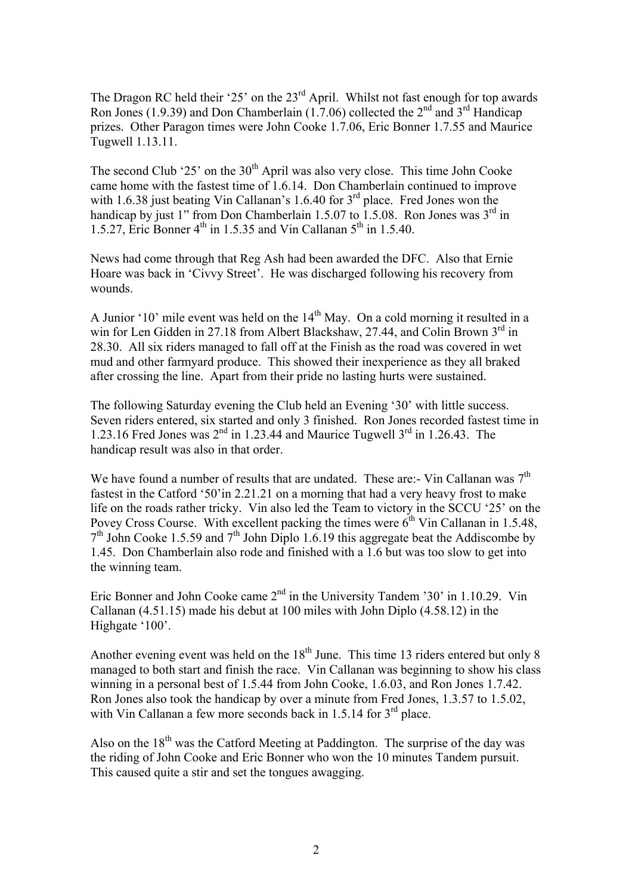The Dragon RC held their '25' on the 23rd April. Whilst not fast enough for top awards Ron Jones (1.9.39) and Don Chamberlain (1.7.06) collected the 2nd and 3rd Handicap prizes. Other Paragon times were John Cooke 1.7.06, Eric Bonner 1.7.55 and Maurice Tugwell 1.13.11.

The second Club '25' on the 30th April was also very close. This time John Cooke came home with the fastest time of 1.6.14. Don Chamberlain continued to improve with 1.6.38 just beating Vin Callanan's 1.6.40 for 3rd place. Fred Jones won the handicap by just 1" from Don Chamberlain 1.5.07 to 1.5.08. Ron Jones was 3rd in 1.5.27, Eric Bonner 4th in 1.5.35 and Vin Callanan 5th in 1.5.40.

News had come through that Reg Ash had been awarded the DFC. Also that Ernie Hoare was back in 'Civvy Street'. He was discharged following his recovery from wounds.

A Junior '10' mile event was held on the 14th May. On a cold morning it resulted in a win for Len Gidden in 27.18 from Albert Blackshaw, 27.44, and Colin Brown 3rd in 28.30. All six riders managed to fall off at the Finish as the road was covered in wet mud and other farmyard produce. This showed their inexperience as they all braked after crossing the line. Apart from their pride no lasting hurts were sustained.

The following Saturday evening the Club held an Evening '30' with little success. Seven riders entered, six started and only 3 finished. Ron Jones recorded fastest time in 1.23.16 Fred Jones was 2nd in 1.23.44 and Maurice Tugwell 3rd in 1.26.43. The handicap result was also in that order.

We have found a number of results that are undated. These are:- Vin Callanan was 7th fastest in the Catford '50'in 2.21.21 on a morning that had a very heavy frost to make life on the roads rather tricky. Vin also led the Team to victory in the SCCU '25' on the Povey Cross Course. With excellent packing the times were 6th Vin Callanan in 1.5.48, 7th John Cooke 1.5.59 and 7th John Diplo 1.6.19 this aggregate beat the Addiscombe by 1.45. Don Chamberlain also rode and finished with a 1.6 but was too slow to get into the winning team.

Eric Bonner and John Cooke came 2nd in the University Tandem '30' in 1.10.29. Vin Callanan (4.51.15) made his debut at 100 miles with John Diplo (4.58.12) in the Highgate '100'.

Another evening event was held on the 18th June. This time 13 riders entered but only 8 managed to both start and finish the race. Vin Callanan was beginning to show his class winning in a personal best of 1.5.44 from John Cooke, 1.6.03, and Ron Jones 1.7.42. Ron Jones also took the handicap by over a minute from Fred Jones, 1.3.57 to 1.5.02, with Vin Callanan a few more seconds back in 1.5.14 for 3rd place.

Also on the 18th was the Catford Meeting at Paddington. The surprise of the day was the riding of John Cooke and Eric Bonner who won the 10 minutes Tandem pursuit. This caused quite a stir and set the tongues awagging.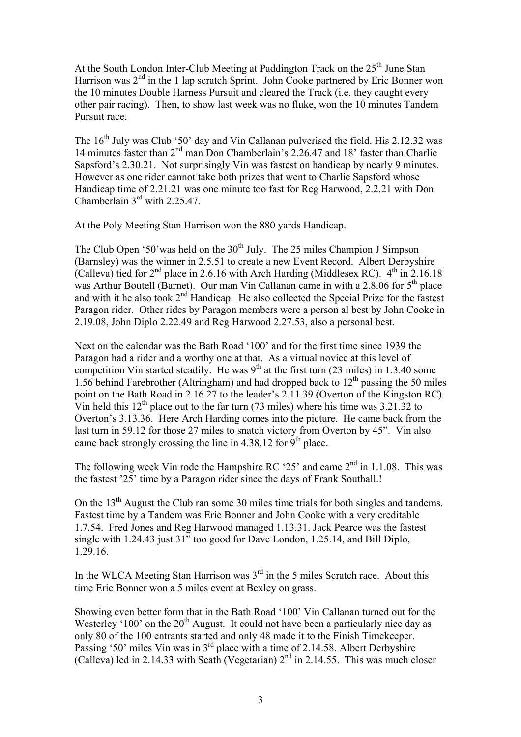At the South London Inter-Club Meeting at Paddington Track on the 25th June Stan Harrison was 2nd in the 1 lap scratch Sprint. John Cooke partnered by Eric Bonner won the 10 minutes Double Harness Pursuit and cleared the Track (i.e. they caught every other pair racing). Then, to show last week was no fluke, won the 10 minutes Tandem Pursuit race.

The 16th July was Club '50' day and Vin Callanan pulverised the field. His 2.12.32 was 14 minutes faster than 2nd man Don Chamberlain's 2.26.47 and 18' faster than Charlie Sapsford's 2.30.21. Not surprisingly Vin was fastest on handicap by nearly 9 minutes. However as one rider cannot take both prizes that went to Charlie Sapsford whose Handicap time of 2.21.21 was one minute too fast for Reg Harwood, 2.2.21 with Don Chamberlain 3rd with 2.25.47.

At the Poly Meeting Stan Harrison won the 880 yards Handicap.

The Club Open '50'was held on the 30th July. The 25 miles Champion J Simpson (Barnsley) was the winner in 2.5.51 to create a new Event Record. Albert Derbyshire (Calleva) tied for 2nd place in 2.6.16 with Arch Harding (Middlesex RC). 4th in 2.16.18 was Arthur Boutell (Barnet). Our man Vin Callanan came in with a 2.8.06 for 5th place and with it he also took 2nd Handicap. He also collected the Special Prize for the fastest Paragon rider. Other rides by Paragon members were a person al best by John Cooke in 2.19.08, John Diplo 2.22.49 and Reg Harwood 2.27.53, also a personal best.

Next on the calendar was the Bath Road '100' and for the first time since 1939 the Paragon had a rider and a worthy one at that. As a virtual novice at this level of competition Vin started steadily. He was 9th at the first turn (23 miles) in 1.3.40 some 1.56 behind Farebrother (Altringham) and had dropped back to 12th passing the 50 miles point on the Bath Road in 2.16.27 to the leader's 2.11.39 (Overton of the Kingston RC). Vin held this 12th place out to the far turn (73 miles) where his time was 3.21.32 to Overton's 3.13.36. Here Arch Harding comes into the picture. He came back from the last turn in 59.12 for those 27 miles to snatch victory from Overton by 45". Vin also came back strongly crossing the line in 4.38.12 for 9th place.

The following week Vin rode the Hampshire RC '25' and came 2nd in 1.1.08. This was the fastest '25' time by a Paragon rider since the days of Frank Southall.!

On the 13th August the Club ran some 30 miles time trials for both singles and tandems. Fastest time by a Tandem was Eric Bonner and John Cooke with a very creditable 1.7.54. Fred Jones and Reg Harwood managed 1.13.31. Jack Pearce was the fastest single with 1.24.43 just 31" too good for Dave London, 1.25.14, and Bill Diplo, 1.29.16.

In the WLCA Meeting Stan Harrison was 3rd in the 5 miles Scratch race. About this time Eric Bonner won a 5 miles event at Bexley on grass.

Showing even better form that in the Bath Road '100' Vin Callanan turned out for the Westerley '100' on the 20th August. It could not have been a particularly nice day as only 80 of the 100 entrants started and only 48 made it to the Finish Timekeeper. Passing '50' miles Vin was in 3rd place with a time of 2.14.58. Albert Derbyshire (Calleva) led in 2.14.33 with Seath (Vegetarian) 2nd in 2.14.55. This was much closer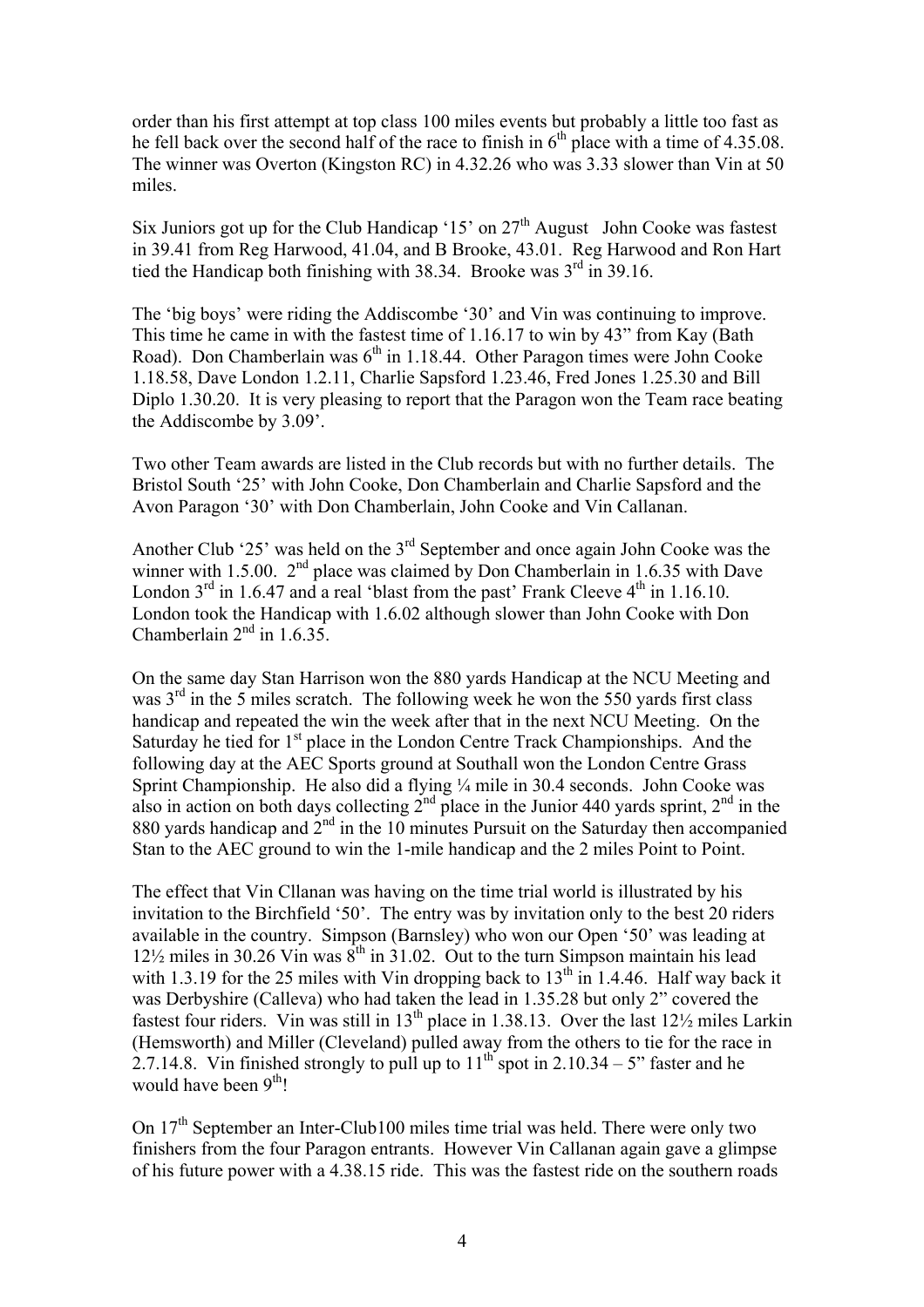order than his first attempt at top class 100 miles events but probably a little too fast as he fell back over the second half of the race to finish in 6th place with a time of 4.35.08. The winner was Overton (Kingston RC) in 4.32.26 who was 3.33 slower than Vin at 50 miles.

Six Juniors got up for the Club Handicap '15' on 27th August  John Cooke was fastest in 39.41 from Reg Harwood, 41.04, and B Brooke, 43.01. Reg Harwood and Ron Hart tied the Handicap both finishing with 38.34. Brooke was 3rd in 39.16.

The 'big boys' were riding the Addiscombe '30' and Vin was continuing to improve. This time he came in with the fastest time of 1.16.17 to win by 43" from Kay (Bath Road). Don Chamberlain was 6th in 1.18.44. Other Paragon times were John Cooke 1.18.58, Dave London 1.2.11, Charlie Sapsford 1.23.46, Fred Jones 1.25.30 and Bill Diplo 1.30.20. It is very pleasing to report that the Paragon won the Team race beating the Addiscombe by 3.09'.

Two other Team awards are listed in the Club records but with no further details. The Bristol South '25' with John Cooke, Don Chamberlain and Charlie Sapsford and the Avon Paragon '30' with Don Chamberlain, John Cooke and Vin Callanan.

Another Club '25' was held on the 3rd September and once again John Cooke was the winner with 1.5.00. 2nd place was claimed by Don Chamberlain in 1.6.35 with Dave London 3rd in 1.6.47 and a real 'blast from the past' Frank Cleeve 4th in 1.16.10. London took the Handicap with 1.6.02 although slower than John Cooke with Don Chamberlain 2nd in 1.6.35.

On the same day Stan Harrison won the 880 yards Handicap at the NCU Meeting and was 3rd in the 5 miles scratch. The following week he won the 550 yards first class handicap and repeated the win the week after that in the next NCU Meeting. On the Saturday he tied for 1st place in the London Centre Track Championships. And the following day at the AEC Sports ground at Southall won the London Centre Grass Sprint Championship. He also did a flying ¼ mile in 30.4 seconds. John Cooke was also in action on both days collecting 2nd place in the Junior 440 yards sprint, 2nd in the 880 yards handicap and 2nd in the 10 minutes Pursuit on the Saturday then accompanied Stan to the AEC ground to win the 1-mile handicap and the 2 miles Point to Point.

The effect that Vin Cllanan was having on the time trial world is illustrated by his invitation to the Birchfield '50'. The entry was by invitation only to the best 20 riders available in the country. Simpson (Barnsley) who won our Open '50' was leading at 12½ miles in 30.26 Vin was 8th in 31.02. Out to the turn Simpson maintain his lead with 1.3.19 for the 25 miles with Vin dropping back to 13th in 1.4.46. Half way back it was Derbyshire (Calleva) who had taken the lead in 1.35.28 but only 2" covered the fastest four riders. Vin was still in 13th place in 1.38.13. Over the last 12½ miles Larkin (Hemsworth) and Miller (Cleveland) pulled away from the others to tie for the race in 2.7.14.8. Vin finished strongly to pull up to 11th spot in 2.10.34 – 5" faster and he would have been 9th!

On 17th September an Inter-Club100 miles time trial was held. There were only two finishers from the four Paragon entrants. However Vin Callanan again gave a glimpse of his future power with a 4.38.15 ride. This was the fastest ride on the southern roads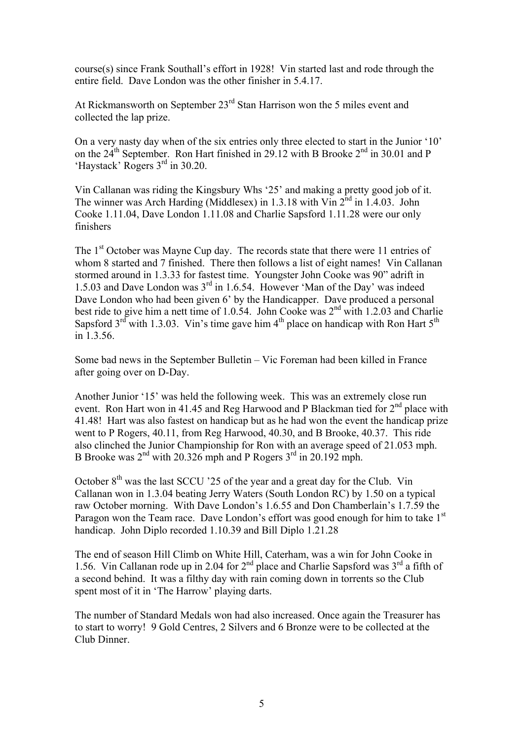course(s) since Frank Southall's effort in 1928! Vin started last and rode through the entire field. Dave London was the other finisher in 5.4.17.

At Rickmansworth on September 23rd Stan Harrison won the 5 miles event and collected the lap prize.

On a very nasty day when of the six entries only three elected to start in the Junior '10' on the 24th September. Ron Hart finished in 29.12 with B Brooke 2nd in 30.01 and P 'Haystack' Rogers 3rd in 30.20.

Vin Callanan was riding the Kingsbury Whs '25' and making a pretty good job of it. The winner was Arch Harding (Middlesex) in 1.3.18 with Vin 2nd in 1.4.03. John Cooke 1.11.04, Dave London 1.11.08 and Charlie Sapsford 1.11.28 were our only finishers

The 1st October was Mayne Cup day. The records state that there were 11 entries of whom 8 started and 7 finished. There then follows a list of eight names! Vin Callanan stormed around in 1.3.33 for fastest time. Youngster John Cooke was 90" adrift in 1.5.03 and Dave London was 3rd in 1.6.54. However 'Man of the Day' was indeed Dave London who had been given 6' by the Handicapper. Dave produced a personal best ride to give him a nett time of 1.0.54. John Cooke was 2nd with 1.2.03 and Charlie Sapsford 3rd with 1.3.03. Vin's time gave him 4th place on handicap with Ron Hart 5th in 1.3.56.

Some bad news in the September Bulletin – Vic Foreman had been killed in France after going over on D-Day.

Another Junior '15' was held the following week. This was an extremely close run event. Ron Hart won in 41.45 and Reg Harwood and P Blackman tied for 2nd place with 41.48! Hart was also fastest on handicap but as he had won the event the handicap prize went to P Rogers, 40.11, from Reg Harwood, 40.30, and B Brooke, 40.37. This ride also clinched the Junior Championship for Ron with an average speed of 21.053 mph. B Brooke was 2nd with 20.326 mph and P Rogers 3rd in 20.192 mph.

October 8th was the last SCCU '25 of the year and a great day for the Club. Vin Callanan won in 1.3.04 beating Jerry Waters (South London RC) by 1.50 on a typical raw October morning. With Dave London's 1.6.55 and Don Chamberlain's 1.7.59 the Paragon won the Team race. Dave London's effort was good enough for him to take 1st handicap. John Diplo recorded 1.10.39 and Bill Diplo 1.21.28

The end of season Hill Climb on White Hill, Caterham, was a win for John Cooke in 1.56. Vin Callanan rode up in 2.04 for 2nd place and Charlie Sapsford was 3rd a fifth of a second behind. It was a filthy day with rain coming down in torrents so the Club spent most of it in 'The Harrow' playing darts.

The number of Standard Medals won had also increased. Once again the Treasurer has to start to worry! 9 Gold Centres, 2 Silvers and 6 Bronze were to be collected at the Club Dinner.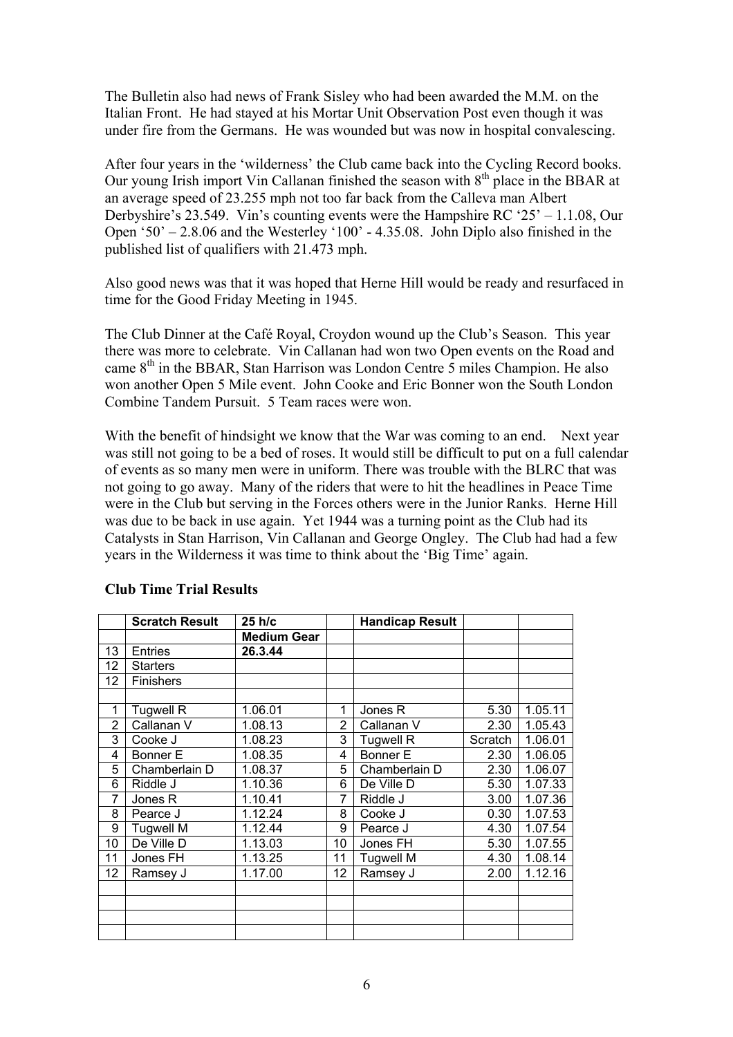The Bulletin also had news of Frank Sisley who had been awarded the M.M. on the Italian Front. He had stayed at his Mortar Unit Observation Post even though it was under fire from the Germans. He was wounded but was now in hospital convalescing.

After four years in the 'wilderness' the Club came back into the Cycling Record books. Our young Irish import Vin Callanan finished the season with 8th place in the BBAR at an average speed of 23.255 mph not too far back from the Calleva man Albert Derbyshire's 23.549. Vin's counting events were the Hampshire RC '25' – 1.1.08, Our Open '50' – 2.8.06 and the Westerley '100' - 4.35.08. John Diplo also finished in the published list of qualifiers with 21.473 mph.

Also good news was that it was hoped that Herne Hill would be ready and resurfaced in time for the Good Friday Meeting in 1945.

The Club Dinner at the Café Royal, Croydon wound up the Club's Season. This year there was more to celebrate. Vin Callanan had won two Open events on the Road and came 8th in the BBAR, Stan Harrison was London Centre 5 miles Champion. He also won another Open 5 Mile event. John Cooke and Eric Bonner won the South London Combine Tandem Pursuit. 5 Team races were won.

With the benefit of hindsight we know that the War was coming to an end. Next year was still not going to be a bed of roses. It would still be difficult to put on a full calendar of events as so many men were in uniform. There was trouble with the BLRC that was not going to go away. Many of the riders that were to hit the headlines in Peace Time were in the Club but serving in the Forces others were in the Junior Ranks. Herne Hill was due to be back in use again. Yet 1944 was a turning point as the Club had its Catalysts in Stan Harrison, Vin Callanan and George Ongley. The Club had had a few years in the Wilderness it was time to think about the 'Big Time' again.

**Club Time Trial Results**

| | **Scratch Result** | **25 h/c** | | **Handicap Result** | | |
|---|---|---|---|---|---|---|
| | | **Medium Gear** | | | | |
| 13 | Entries | **26.3.44** | | | | |
| 12 | Starters | | | | | |
| 12 | Finishers | | | | | |
| | | | | | | |
| 1 | Tugwell R | 1.06.01 | 1 | Jones R | 5.30 | 1.05.11 |
| 2 | Callanan V | 1.08.13 | 2 | Callanan V | 2.30 | 1.05.43 |
| 3 | Cooke J | 1.08.23 | 3 | Tugwell R | Scratch | 1.06.01 |
| 4 | Bonner E | 1.08.35 | 4 | Bonner E | 2.30 | 1.06.05 |
| 5 | Chamberlain D | 1.08.37 | 5 | Chamberlain D | 2.30 | 1.06.07 |
| 6 | Riddle J | 1.10.36 | 6 | De Ville D | 5.30 | 1.07.33 |
| 7 | Jones R | 1.10.41 | 7 | Riddle J | 3.00 | 1.07.36 |
| 8 | Pearce J | 1.12.24 | 8 | Cooke J | 0.30 | 1.07.53 |
| 9 | Tugwell M | 1.12.44 | 9 | Pearce J | 4.30 | 1.07.54 |
| 10 | De Ville D | 1.13.03 | 10 | Jones FH | 5.30 | 1.07.55 |
| 11 | Jones FH | 1.13.25 | 11 | Tugwell M | 4.30 | 1.08.14 |
| 12 | Ramsey J | 1.17.00 | 12 | Ramsey J | 2.00 | 1.12.16 |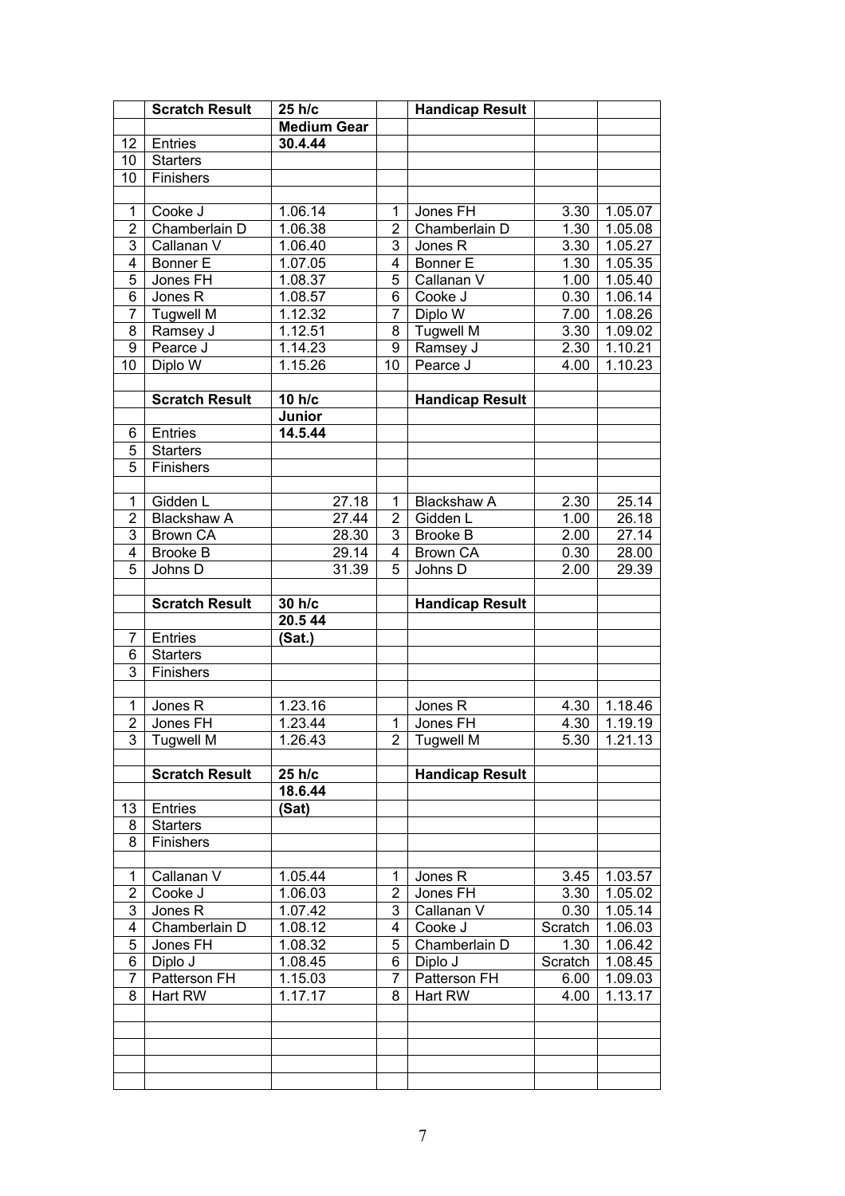| | Scratch Result | 25 h/c | | Handicap Result | | |
|---|---|---|---|---|---|---|
| | | Medium Gear | | | | |
| 12 | Entries | 30.4.44 | | | | |
| 10 | Starters | | | | | |
| 10 | Finishers | | | | | |
| | | | | | | |
| 1 | Cooke J | 1.06.14 | 1 | Jones FH | 3.30 | 1.05.07 |
| 2 | Chamberlain D | 1.06.38 | 2 | Chamberlain D | 1.30 | 1.05.08 |
| 3 | Callanan V | 1.06.40 | 3 | Jones R | 3.30 | 1.05.27 |
| 4 | Bonner E | 1.07.05 | 4 | Bonner E | 1.30 | 1.05.35 |
| 5 | Jones FH | 1.08.37 | 5 | Callanan V | 1.00 | 1.05.40 |
| 6 | Jones R | 1.08.57 | 6 | Cooke J | 0.30 | 1.06.14 |
| 7 | Tugwell M | 1.12.32 | 7 | Diplo W | 7.00 | 1.08.26 |
| 8 | Ramsey J | 1.12.51 | 8 | Tugwell M | 3.30 | 1.09.02 |
| 9 | Pearce J | 1.14.23 | 9 | Ramsey J | 2.30 | 1.10.21 |
| 10 | Diplo W | 1.15.26 | 10 | Pearce J | 4.00 | 1.10.23 |
| | | | | | | |
| | Scratch Result | 10 h/c | | Handicap Result | | |
| | | Junior | | | | |
| 6 | Entries | 14.5.44 | | | | |
| 5 | Starters | | | | | |
| 5 | Finishers | | | | | |
| | | | | | | |
| 1 | Gidden L | 27.18 | 1 | Blackshaw A | 2.30 | 25.14 |
| 2 | Blackshaw A | 27.44 | 2 | Gidden L | 1.00 | 26.18 |
| 3 | Brown CA | 28.30 | 3 | Brooke B | 2.00 | 27.14 |
| 4 | Brooke B | 29.14 | 4 | Brown CA | 0.30 | 28.00 |
| 5 | Johns D | 31.39 | 5 | Johns D | 2.00 | 29.39 |
| | | | | | | |
| | Scratch Result | 30 h/c | | Handicap Result | | |
| | | 20.5 44 | | | | |
| 7 | Entries | (Sat.) | | | | |
| 6 | Starters | | | | | |
| 3 | Finishers | | | | | |
| | | | | | | |
| 1 | Jones R | 1.23.16 | | Jones R | 4.30 | 1.18.46 |
| 2 | Jones FH | 1.23.44 | 1 | Jones FH | 4.30 | 1.19.19 |
| 3 | Tugwell M | 1.26.43 | 2 | Tugwell M | 5.30 | 1.21.13 |
| | | | | | | |
| | Scratch Result | 25 h/c | | Handicap Result | | |
| | | 18.6.44 | | | | |
| 13 | Entries | (Sat) | | | | |
| 8 | Starters | | | | | |
| 8 | Finishers | | | | | |
| | | | | | | |
| 1 | Callanan V | 1.05.44 | 1 | Jones R | 3.45 | 1.03.57 |
| 2 | Cooke J | 1.06.03 | 2 | Jones FH | 3.30 | 1.05.02 |
| 3 | Jones R | 1.07.42 | 3 | Callanan V | 0.30 | 1.05.14 |
| 4 | Chamberlain D | 1.08.12 | 4 | Cooke J | Scratch | 1.06.03 |
| 5 | Jones FH | 1.08.32 | 5 | Chamberlain D | 1.30 | 1.06.42 |
| 6 | Diplo J | 1.08.45 | 6 | Diplo J | Scratch | 1.08.45 |
| 7 | Patterson FH | 1.15.03 | 7 | Patterson FH | 6.00 | 1.09.03 |
| 8 | Hart RW | 1.17.17 | 8 | Hart RW | 4.00 | 1.13.17 |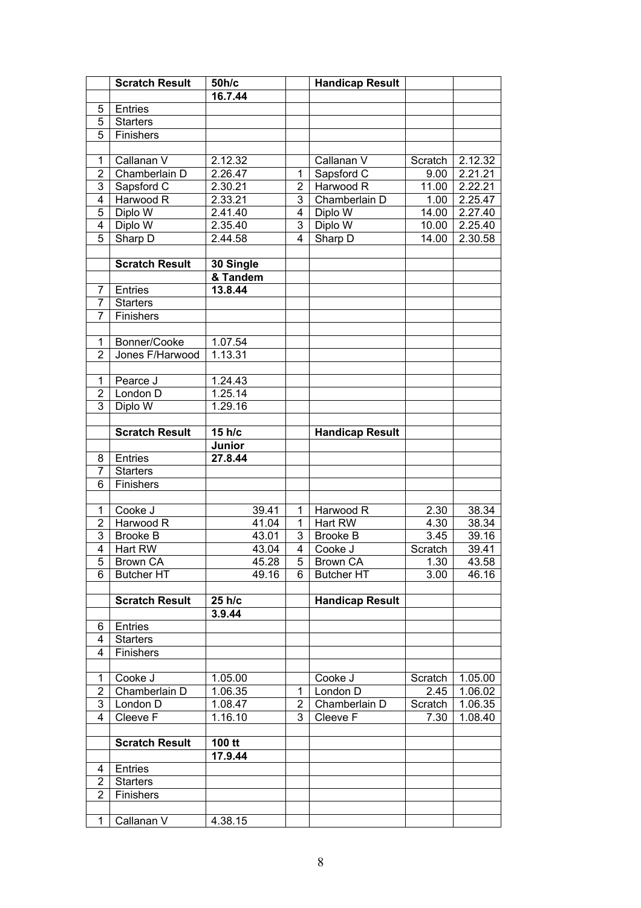| | Scratch Result | 50h/c | | Handicap Result | | |
|---|---|---|---|---|---|---|
| | | **16.7.44** | | | | |
| 5 | Entries | | | | | |
| 5 | Starters | | | | | |
| 5 | Finishers | | | | | |
| | | | | | | |
| 1 | Callanan V | 2.12.32 | | Callanan V | Scratch | 2.12.32 |
| 2 | Chamberlain D | 2.26.47 | 1 | Sapsford C | 9.00 | 2.21.21 |
| 3 | Sapsford C | 2.30.21 | 2 | Harwood R | 11.00 | 2.22.21 |
| 4 | Harwood R | 2.33.21 | 3 | Chamberlain D | 1.00 | 2.25.47 |
| 5 | Diplo W | 2.41.40 | 4 | Diplo W | 14.00 | 2.27.40 |
| 4 | Diplo W | 2.35.40 | 3 | Diplo W | 10.00 | 2.25.40 |
| 5 | Sharp D | 2.44.58 | 4 | Sharp D | 14.00 | 2.30.58 |
| | | | | | | |
| | **Scratch Result** | **30 Single** | | | | |
| | | **& Tandem** | | | | |
| 7 | Entries | **13.8.44** | | | | |
| 7 | Starters | | | | | |
| 7 | Finishers | | | | | |
| | | | | | | |
| 1 | Bonner/Cooke | 1.07.54 | | | | |
| 2 | Jones F/Harwood | 1.13.31 | | | | |
| | | | | | | |
| 1 | Pearce J | 1.24.43 | | | | |
| 2 | London D | 1.25.14 | | | | |
| 3 | Diplo W | 1.29.16 | | | | |
| | | | | | | |
| | **Scratch Result** | **15 h/c** | | **Handicap Result** | | |
| | | **Junior** | | | | |
| 8 | Entries | **27.8.44** | | | | |
| 7 | Starters | | | | | |
| 6 | Finishers | | | | | |
| | | | | | | |
| 1 | Cooke J | 39.41 | 1 | Harwood R | 2.30 | 38.34 |
| 2 | Harwood R | 41.04 | 1 | Hart RW | 4.30 | 38.34 |
| 3 | Brooke B | 43.01 | 3 | Brooke B | 3.45 | 39.16 |
| 4 | Hart RW | 43.04 | 4 | Cooke J | Scratch | 39.41 |
| 5 | Brown CA | 45.28 | 5 | Brown CA | 1.30 | 43.58 |
| 6 | Butcher HT | 49.16 | 6 | Butcher HT | 3.00 | 46.16 |
| | | | | | | |
| | **Scratch Result** | **25 h/c** | | **Handicap Result** | | |
| | | **3.9.44** | | | | |
| 6 | Entries | | | | | |
| 4 | Starters | | | | | |
| 4 | Finishers | | | | | |
| | | | | | | |
| 1 | Cooke J | 1.05.00 | | Cooke J | Scratch | 1.05.00 |
| 2 | Chamberlain D | 1.06.35 | 1 | London D | 2.45 | 1.06.02 |
| 3 | London D | 1.08.47 | 2 | Chamberlain D | Scratch | 1.06.35 |
| 4 | Cleeve F | 1.16.10 | 3 | Cleeve F | 7.30 | 1.08.40 |
| | | | | | | |
| | **Scratch Result** | **100 tt** | | | | |
| | | **17.9.44** | | | | |
| 4 | Entries | | | | | |
| 2 | Starters | | | | | |
| 2 | Finishers | | | | | |
| | | | | | | |
| 1 | Callanan V | 4.38.15 | | | | |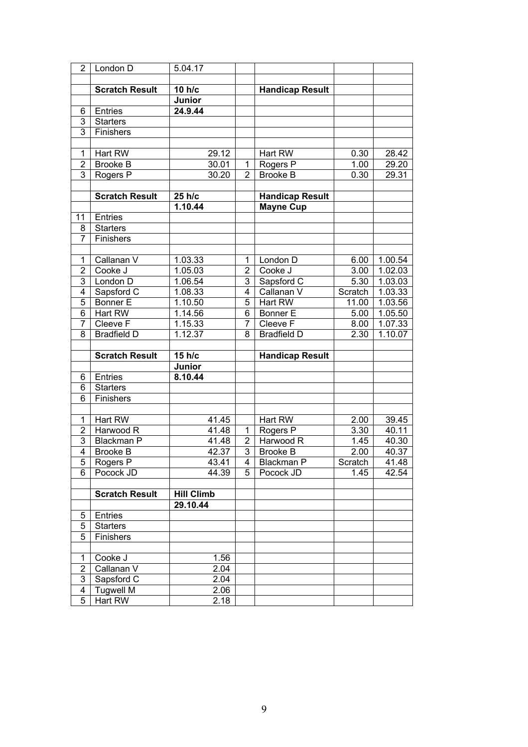| | | | | | | |
|---|---|---|---|---|---|---|
| 2 | London D | 5.04.17 | | | | |
| | | | | | | |
| | **Scratch Result** | **10 h/c** | | **Handicap Result** | | |
| | | **Junior** | | | | |
| 6 | Entries | **24.9.44** | | | | |
| 3 | Starters | | | | | |
| 3 | Finishers | | | | | |
| | | | | | | |
| 1 | Hart RW | 29.12 | | Hart RW | 0.30 | 28.42 |
| 2 | Brooke B | 30.01 | 1 | Rogers P | 1.00 | 29.20 |
| 3 | Rogers P | 30.20 | 2 | Brooke B | 0.30 | 29.31 |
| | | | | | | |
| | **Scratch Result** | **25 h/c** | | **Handicap Result** | | |
| | | **1.10.44** | | **Mayne Cup** | | |
| 11 | Entries | | | | | |
| 8 | Starters | | | | | |
| 7 | Finishers | | | | | |
| | | | | | | |
| 1 | Callanan V | 1.03.33 | 1 | London D | 6.00 | 1.00.54 |
| 2 | Cooke J | 1.05.03 | 2 | Cooke J | 3.00 | 1.02.03 |
| 3 | London D | 1.06.54 | 3 | Sapsford C | 5.30 | 1.03.03 |
| 4 | Sapsford C | 1.08.33 | 4 | Callanan V | Scratch | 1.03.33 |
| 5 | Bonner E | 1.10.50 | 5 | Hart RW | 11.00 | 1.03.56 |
| 6 | Hart RW | 1.14.56 | 6 | Bonner E | 5.00 | 1.05.50 |
| 7 | Cleeve F | 1.15.33 | 7 | Cleeve F | 8.00 | 1.07.33 |
| 8 | Bradfield D | 1.12.37 | 8 | Bradfield D | 2.30 | 1.10.07 |
| | | | | | | |
| | **Scratch Result** | **15 h/c** | | **Handicap Result** | | |
| | | **Junior** | | | | |
| 6 | Entries | **8.10.44** | | | | |
| 6 | Starters | | | | | |
| 6 | Finishers | | | | | |
| | | | | | | |
| 1 | Hart RW | 41.45 | | Hart RW | 2.00 | 39.45 |
| 2 | Harwood R | 41.48 | 1 | Rogers P | 3.30 | 40.11 |
| 3 | Blackman P | 41.48 | 2 | Harwood R | 1.45 | 40.30 |
| 4 | Brooke B | 42.37 | 3 | Brooke B | 2.00 | 40.37 |
| 5 | Rogers P | 43.41 | 4 | Blackman P | Scratch | 41.48 |
| 6 | Pocock JD | 44.39 | 5 | Pocock JD | 1.45 | 42.54 |
| | | | | | | |
| | **Scratch Result** | **Hill Climb** | | | | |
| | | **29.10.44** | | | | |
| 5 | Entries | | | | | |
| 5 | Starters | | | | | |
| 5 | Finishers | | | | | |
| | | | | | | |
| 1 | Cooke J | 1.56 | | | | |
| 2 | Callanan V | 2.04 | | | | |
| 3 | Sapsford C | 2.04 | | | | |
| 4 | Tugwell M | 2.06 | | | | |
| 5 | Hart RW | 2.18 | | | | |